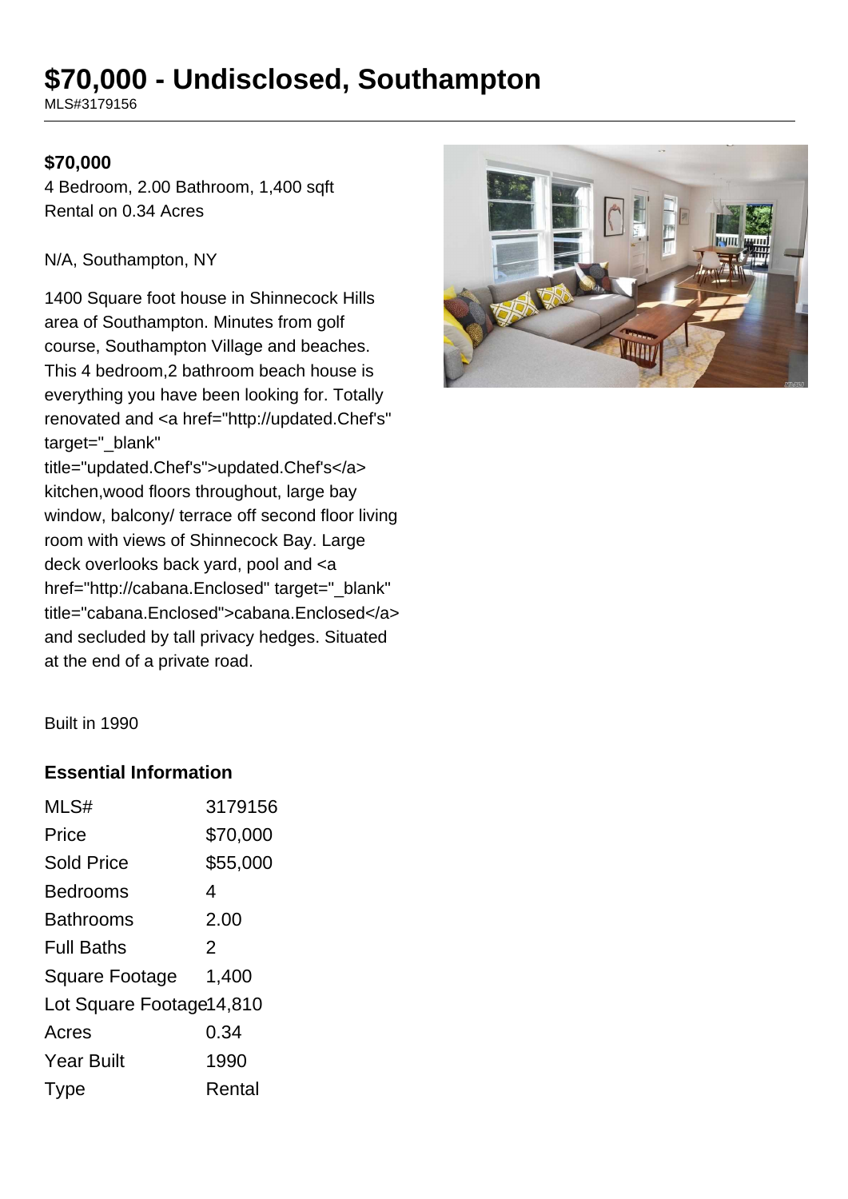# $70,000 - Undisclosed, Southampton

MLS#3179156

**$70,000**

4 Bedroom, 2.00 Bathroom, 1,400 sqft
Rental on 0.34 Acres

N/A, Southampton, NY

1400 Square foot house in Shinnecock Hills area of Southampton. Minutes from golf course, Southampton Village and beaches. This 4 bedroom,2 bathroom beach house is everything you have been looking for. Totally renovated and <a href="http://updated.Chef's" target="_blank" title="updated.Chef's">updated.Chef's</a> kitchen,wood floors throughout, large bay window, balcony/ terrace off second floor living room with views of Shinnecock Bay. Large deck overlooks back yard, pool and <a href="http://cabana.Enclosed" target="_blank" title="cabana.Enclosed">cabana.Enclosed</a> and secluded by tall privacy hedges. Situated at the end of a private road.

Built in 1990

### Essential Information

| | |
|---|---|
| MLS# | 3179156 |
| Price | $70,000 |
| Sold Price | $55,000 |
| Bedrooms | 4 |
| Bathrooms | 2.00 |
| Full Baths | 2 |
| Square Footage | 1,400 |
| Lot Square Footage | 14,810 |
| Acres | 0.34 |
| Year Built | 1990 |
| Type | Rental |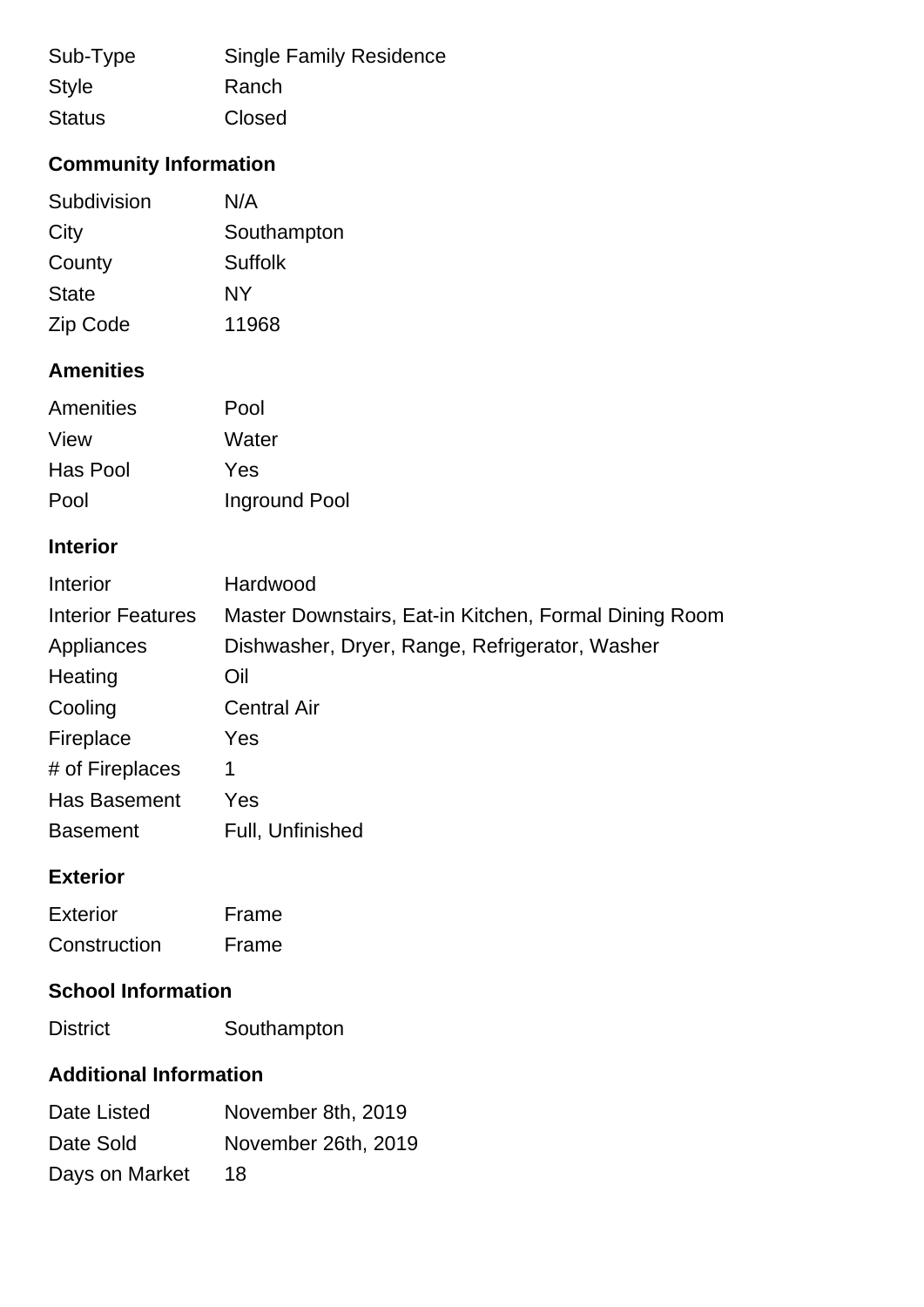| | |
|---|---|
| Sub-Type | Single Family Residence |
| Style | Ranch |
| Status | Closed |

### Community Information

| | |
|---|---|
| Subdivision | N/A |
| City | Southampton |
| County | Suffolk |
| State | NY |
| Zip Code | 11968 |

### Amenities

| | |
|---|---|
| Amenities | Pool |
| View | Water |
| Has Pool | Yes |
| Pool | Inground Pool |

### Interior

| | |
|---|---|
| Interior | Hardwood |
| Interior Features | Master Downstairs, Eat-in Kitchen, Formal Dining Room |
| Appliances | Dishwasher, Dryer, Range, Refrigerator, Washer |
| Heating | Oil |
| Cooling | Central Air |
| Fireplace | Yes |
| # of Fireplaces | 1 |
| Has Basement | Yes |
| Basement | Full, Unfinished |

### Exterior

| | |
|---|---|
| Exterior | Frame |
| Construction | Frame |

### School Information

| | |
|---|---|
| District | Southampton |

### Additional Information

| | |
|---|---|
| Date Listed | November 8th, 2019 |
| Date Sold | November 26th, 2019 |
| Days on Market | 18 |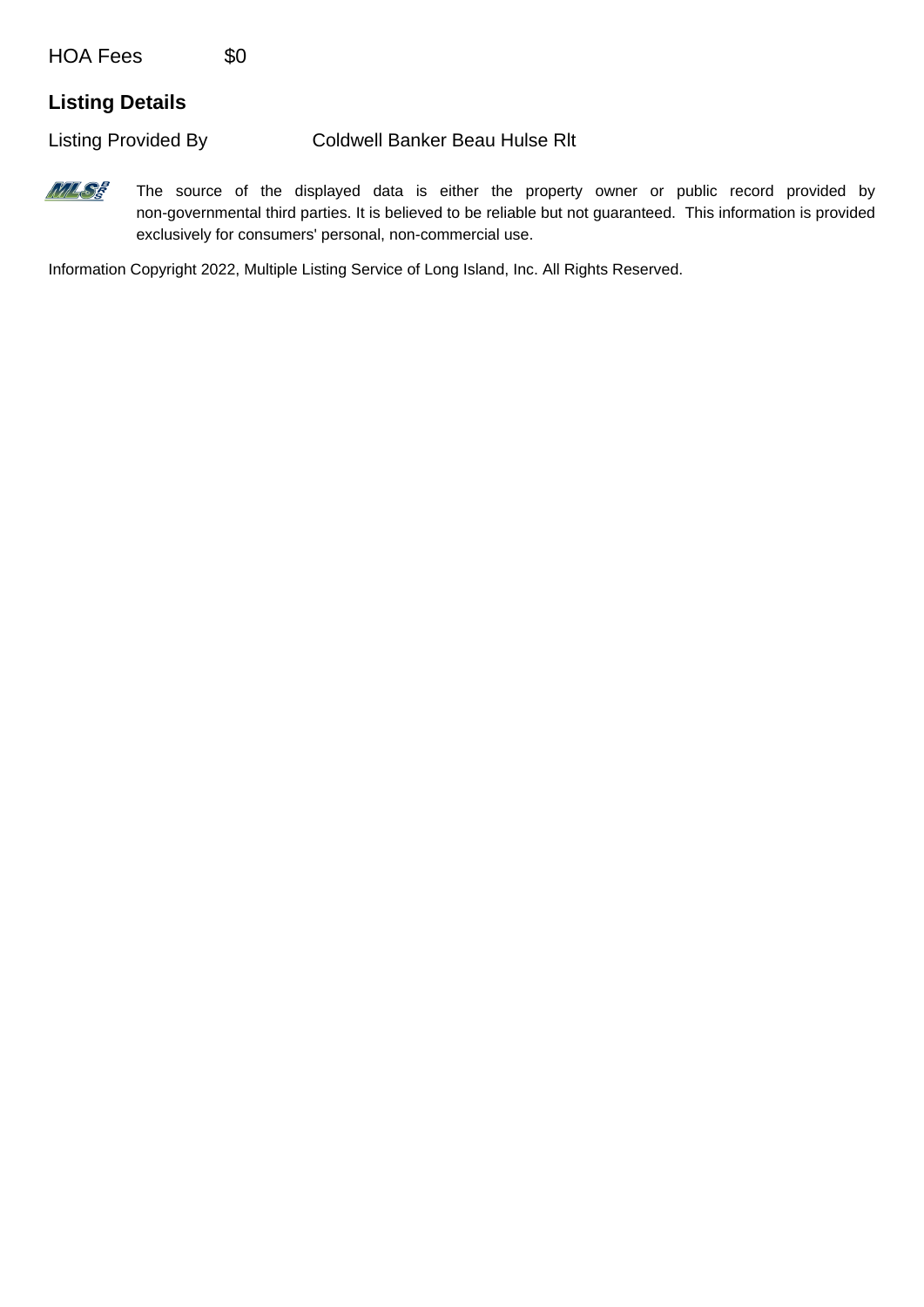HOA Fees $0

## Listing Details

Listing Provided By Coldwell Banker Beau Hulse Rlt

The source of the displayed data is either the property owner or public record provided by non-governmental third parties. It is believed to be reliable but not guaranteed. This information is provided exclusively for consumers' personal, non-commercial use.

Information Copyright 2022, Multiple Listing Service of Long Island, Inc. All Rights Reserved.